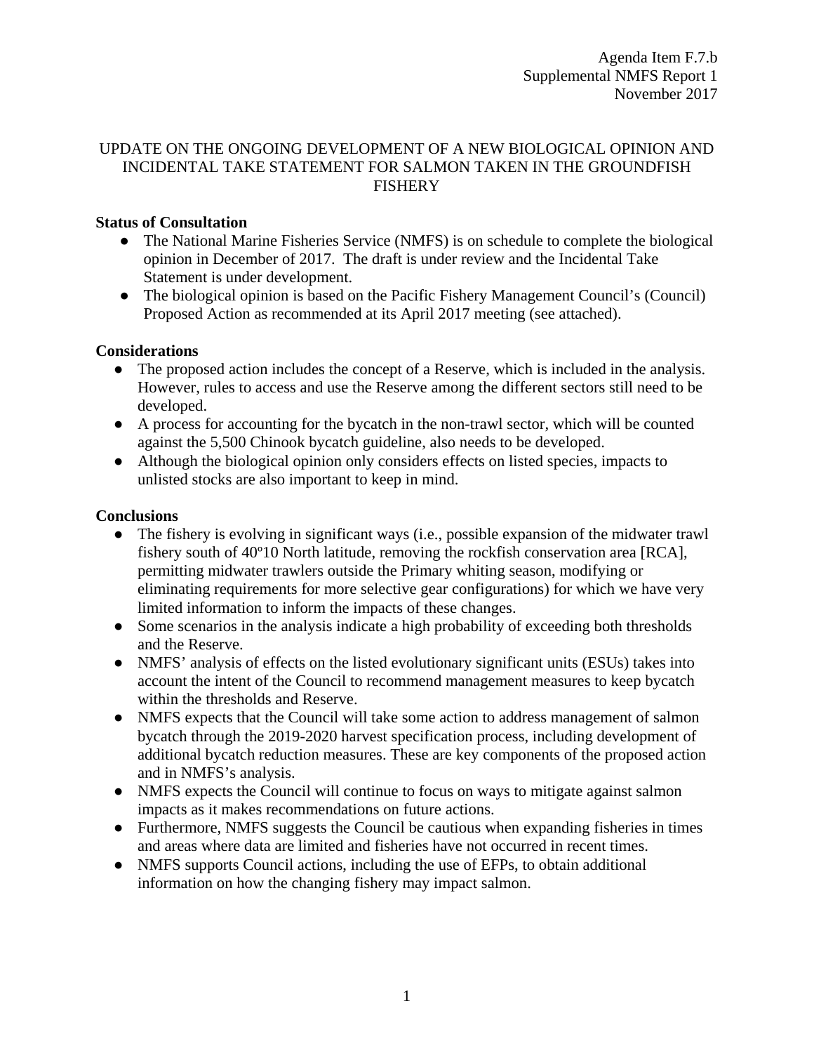Agenda Item F.7.b
Supplemental NMFS Report 1
November 2017

# UPDATE ON THE ONGOING DEVELOPMENT OF A NEW BIOLOGICAL OPINION AND INCIDENTAL TAKE STATEMENT FOR SALMON TAKEN IN THE GROUNDFISH FISHERY

**Status of Consultation**

- The National Marine Fisheries Service (NMFS) is on schedule to complete the biological opinion in December of 2017. The draft is under review and the Incidental Take Statement is under development.
- The biological opinion is based on the Pacific Fishery Management Council's (Council) Proposed Action as recommended at its April 2017 meeting (see attached).

**Considerations**

- The proposed action includes the concept of a Reserve, which is included in the analysis. However, rules to access and use the Reserve among the different sectors still need to be developed.
- A process for accounting for the bycatch in the non-trawl sector, which will be counted against the 5,500 Chinook bycatch guideline, also needs to be developed.
- Although the biological opinion only considers effects on listed species, impacts to unlisted stocks are also important to keep in mind.

**Conclusions**

- The fishery is evolving in significant ways (i.e., possible expansion of the midwater trawl fishery south of 40º10 North latitude, removing the rockfish conservation area [RCA], permitting midwater trawlers outside the Primary whiting season, modifying or eliminating requirements for more selective gear configurations) for which we have very limited information to inform the impacts of these changes.
- Some scenarios in the analysis indicate a high probability of exceeding both thresholds and the Reserve.
- NMFS' analysis of effects on the listed evolutionary significant units (ESUs) takes into account the intent of the Council to recommend management measures to keep bycatch within the thresholds and Reserve.
- NMFS expects that the Council will take some action to address management of salmon bycatch through the 2019-2020 harvest specification process, including development of additional bycatch reduction measures. These are key components of the proposed action and in NMFS's analysis.
- NMFS expects the Council will continue to focus on ways to mitigate against salmon impacts as it makes recommendations on future actions.
- Furthermore, NMFS suggests the Council be cautious when expanding fisheries in times and areas where data are limited and fisheries have not occurred in recent times.
- NMFS supports Council actions, including the use of EFPs, to obtain additional information on how the changing fishery may impact salmon.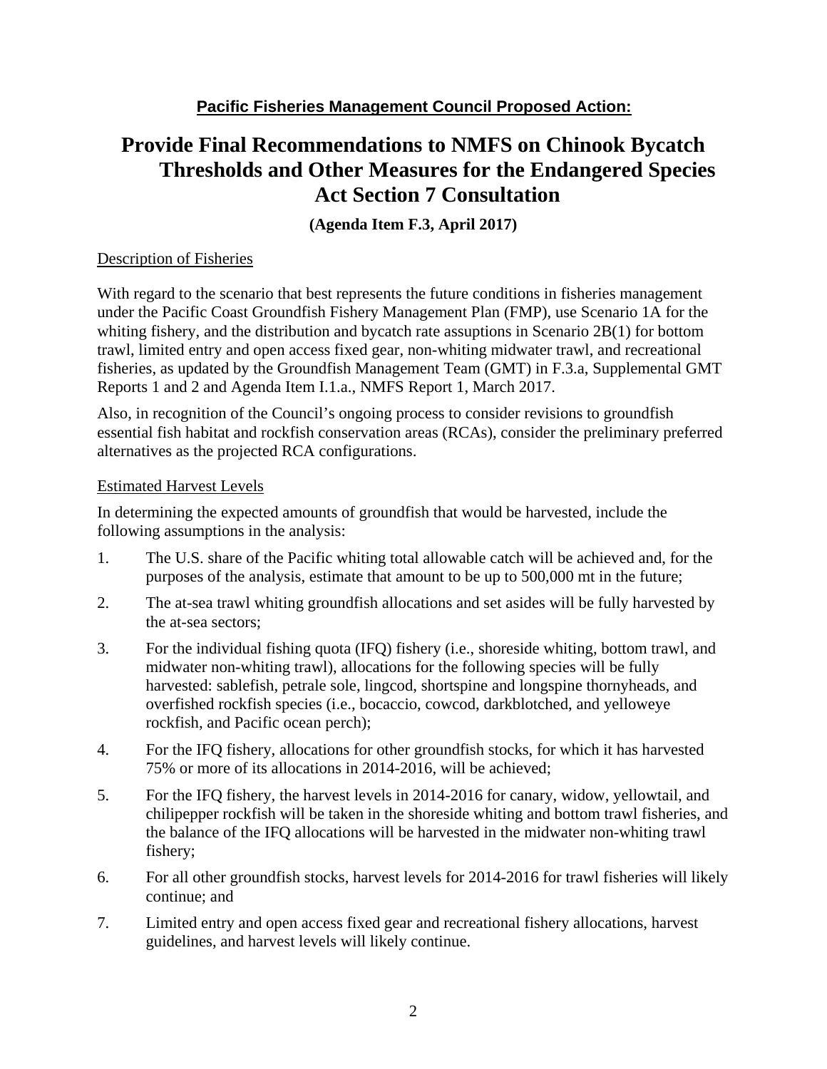**Pacific Fisheries Management Council Proposed Action:**

# Provide Final Recommendations to NMFS on Chinook Bycatch Thresholds and Other Measures for the Endangered Species Act Section 7 Consultation

**(Agenda Item F.3, April 2017)**

## Description of Fisheries

With regard to the scenario that best represents the future conditions in fisheries management under the Pacific Coast Groundfish Fishery Management Plan (FMP), use Scenario 1A for the whiting fishery, and the distribution and bycatch rate assuptions in Scenario 2B(1) for bottom trawl, limited entry and open access fixed gear, non-whiting midwater trawl, and recreational fisheries, as updated by the Groundfish Management Team (GMT) in F.3.a, Supplemental GMT Reports 1 and 2 and Agenda Item I.1.a., NMFS Report 1, March 2017.

Also, in recognition of the Council's ongoing process to consider revisions to groundfish essential fish habitat and rockfish conservation areas (RCAs), consider the preliminary preferred alternatives as the projected RCA configurations.

## Estimated Harvest Levels

In determining the expected amounts of groundfish that would be harvested, include the following assumptions in the analysis:

1. The U.S. share of the Pacific whiting total allowable catch will be achieved and, for the purposes of the analysis, estimate that amount to be up to 500,000 mt in the future;
2. The at-sea trawl whiting groundfish allocations and set asides will be fully harvested by the at-sea sectors;
3. For the individual fishing quota (IFQ) fishery (i.e., shoreside whiting, bottom trawl, and midwater non-whiting trawl), allocations for the following species will be fully harvested: sablefish, petrale sole, lingcod, shortspine and longspine thornyheads, and overfished rockfish species (i.e., bocaccio, cowcod, darkblotched, and yelloweye rockfish, and Pacific ocean perch);
4. For the IFQ fishery, allocations for other groundfish stocks, for which it has harvested 75% or more of its allocations in 2014-2016, will be achieved;
5. For the IFQ fishery, the harvest levels in 2014-2016 for canary, widow, yellowtail, and chilipepper rockfish will be taken in the shoreside whiting and bottom trawl fisheries, and the balance of the IFQ allocations will be harvested in the midwater non-whiting trawl fishery;
6. For all other groundfish stocks, harvest levels for 2014-2016 for trawl fisheries will likely continue; and
7. Limited entry and open access fixed gear and recreational fishery allocations, harvest guidelines, and harvest levels will likely continue.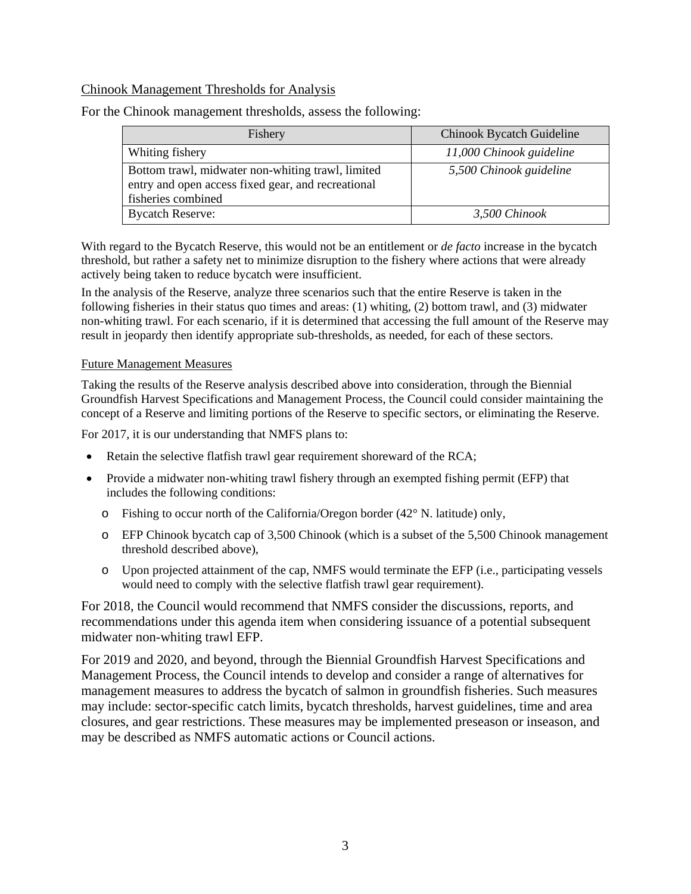Chinook Management Thresholds for Analysis

For the Chinook management thresholds, assess the following:

| Fishery | Chinook Bycatch Guideline |
|---|---|
| Whiting fishery | *11,000 Chinook guideline* |
| Bottom trawl, midwater non-whiting trawl, limited entry and open access fixed gear, and recreational fisheries combined | *5,500 Chinook guideline* |
| Bycatch Reserve: | *3,500 Chinook* |

With regard to the Bycatch Reserve, this would not be an entitlement or *de facto* increase in the bycatch threshold, but rather a safety net to minimize disruption to the fishery where actions that were already actively being taken to reduce bycatch were insufficient.

In the analysis of the Reserve, analyze three scenarios such that the entire Reserve is taken in the following fisheries in their status quo times and areas: (1) whiting, (2) bottom trawl, and (3) midwater non-whiting trawl. For each scenario, if it is determined that accessing the full amount of the Reserve may result in jeopardy then identify appropriate sub-thresholds, as needed, for each of these sectors.

Future Management Measures

Taking the results of the Reserve analysis described above into consideration, through the Biennial Groundfish Harvest Specifications and Management Process, the Council could consider maintaining the concept of a Reserve and limiting portions of the Reserve to specific sectors, or eliminating the Reserve.

For 2017, it is our understanding that NMFS plans to:

- Retain the selective flatfish trawl gear requirement shoreward of the RCA;
- Provide a midwater non-whiting trawl fishery through an exempted fishing permit (EFP) that includes the following conditions:
  - Fishing to occur north of the California/Oregon border (42° N. latitude) only,
  - EFP Chinook bycatch cap of 3,500 Chinook (which is a subset of the 5,500 Chinook management threshold described above),
  - Upon projected attainment of the cap, NMFS would terminate the EFP (i.e., participating vessels would need to comply with the selective flatfish trawl gear requirement).

For 2018, the Council would recommend that NMFS consider the discussions, reports, and recommendations under this agenda item when considering issuance of a potential subsequent midwater non-whiting trawl EFP.

For 2019 and 2020, and beyond, through the Biennial Groundfish Harvest Specifications and Management Process, the Council intends to develop and consider a range of alternatives for management measures to address the bycatch of salmon in groundfish fisheries. Such measures may include: sector-specific catch limits, bycatch thresholds, harvest guidelines, time and area closures, and gear restrictions. These measures may be implemented preseason or inseason, and may be described as NMFS automatic actions or Council actions.